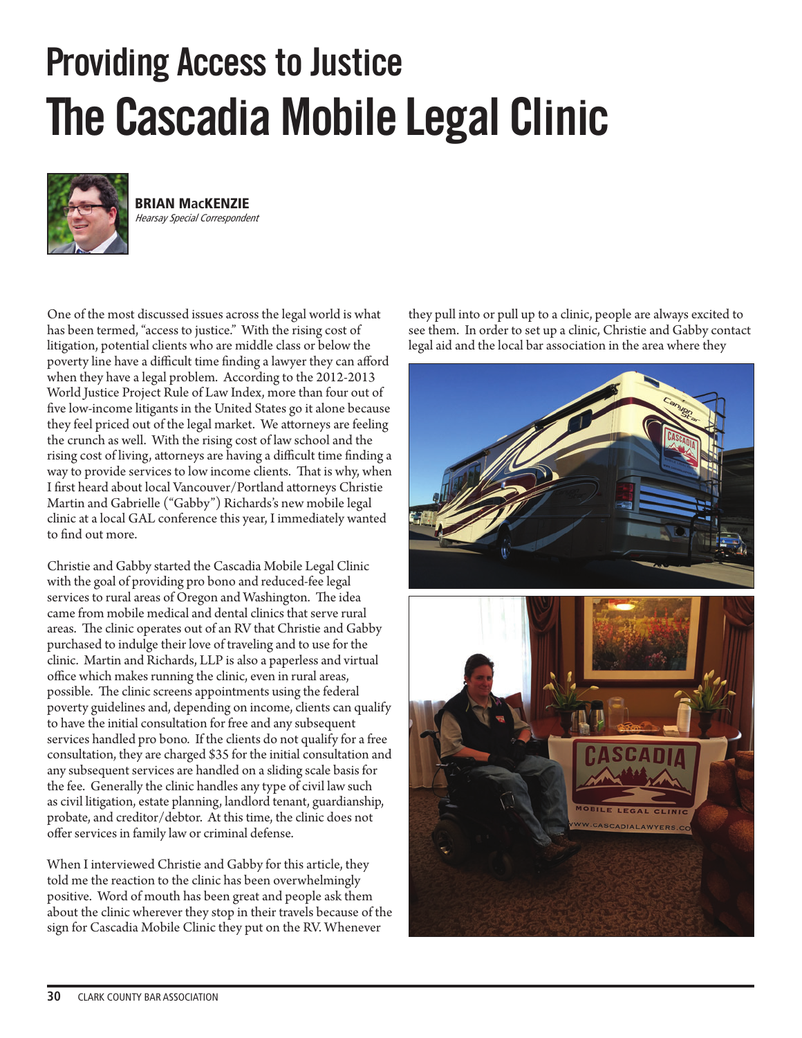# Providing Access to Justice
# The Cascadia Mobile Legal Clinic

**BRIAN MacKENZIE**
*Hearsay Special Correspondent*

One of the most discussed issues across the legal world is what has been termed, "access to justice." With the rising cost of litigation, potential clients who are middle class or below the poverty line have a difficult time finding a lawyer they can afford when they have a legal problem. According to the 2012-2013 World Justice Project Rule of Law Index, more than four out of five low-income litigants in the United States go it alone because they feel priced out of the legal market. We attorneys are feeling the crunch as well. With the rising cost of law school and the rising cost of living, attorneys are having a difficult time finding a way to provide services to low income clients. That is why, when I first heard about local Vancouver/Portland attorneys Christie Martin and Gabrielle ("Gabby") Richards's new mobile legal clinic at a local GAL conference this year, I immediately wanted to find out more.

Christie and Gabby started the Cascadia Mobile Legal Clinic with the goal of providing pro bono and reduced-fee legal services to rural areas of Oregon and Washington. The idea came from mobile medical and dental clinics that serve rural areas. The clinic operates out of an RV that Christie and Gabby purchased to indulge their love of traveling and to use for the clinic. Martin and Richards, LLP is also a paperless and virtual office which makes running the clinic, even in rural areas, possible. The clinic screens appointments using the federal poverty guidelines and, depending on income, clients can qualify to have the initial consultation for free and any subsequent services handled pro bono. If the clients do not qualify for a free consultation, they are charged $35 for the initial consultation and any subsequent services are handled on a sliding scale basis for the fee. Generally the clinic handles any type of civil law such as civil litigation, estate planning, landlord tenant, guardianship, probate, and creditor/debtor. At this time, the clinic does not offer services in family law or criminal defense.

When I interviewed Christie and Gabby for this article, they told me the reaction to the clinic has been overwhelmingly positive. Word of mouth has been great and people ask them about the clinic wherever they stop in their travels because of the sign for Cascadia Mobile Clinic they put on the RV. Whenever they pull into or pull up to a clinic, people are always excited to see them. In order to set up a clinic, Christie and Gabby contact legal aid and the local bar association in the area where they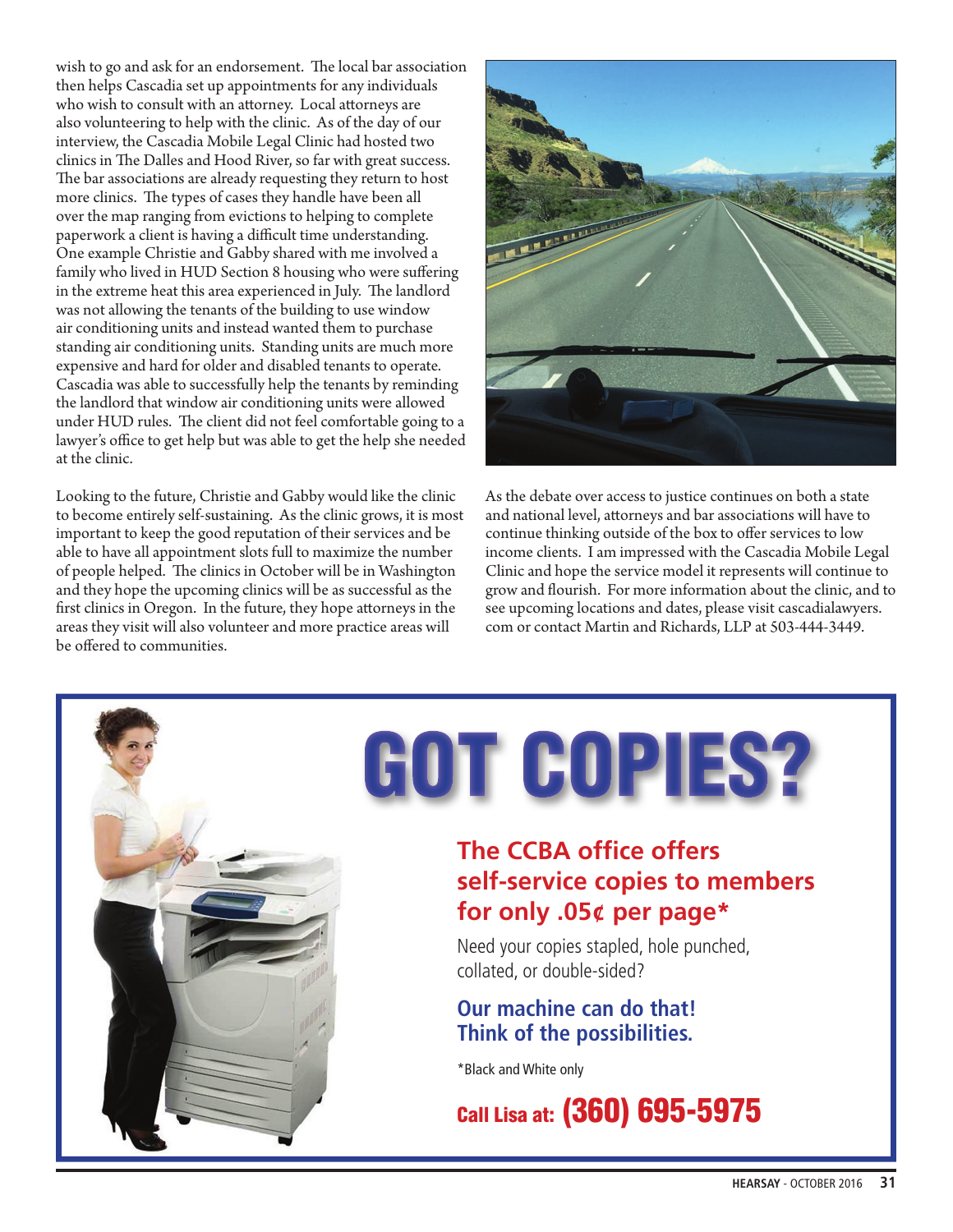wish to go and ask for an endorsement. The local bar association then helps Cascadia set up appointments for any individuals who wish to consult with an attorney. Local attorneys are also volunteering to help with the clinic. As of the day of our interview, the Cascadia Mobile Legal Clinic had hosted two clinics in The Dalles and Hood River, so far with great success. The bar associations are already requesting they return to host more clinics. The types of cases they handle have been all over the map ranging from evictions to helping to complete paperwork a client is having a difficult time understanding. One example Christie and Gabby shared with me involved a family who lived in HUD Section 8 housing who were suffering in the extreme heat this area experienced in July. The landlord was not allowing the tenants of the building to use window air conditioning units and instead wanted them to purchase standing air conditioning units. Standing units are much more expensive and hard for older and disabled tenants to operate. Cascadia was able to successfully help the tenants by reminding the landlord that window air conditioning units were allowed under HUD rules. The client did not feel comfortable going to a lawyer's office to get help but was able to get the help she needed at the clinic.

Looking to the future, Christie and Gabby would like the clinic to become entirely self-sustaining. As the clinic grows, it is most important to keep the good reputation of their services and be able to have all appointment slots full to maximize the number of people helped. The clinics in October will be in Washington and they hope the upcoming clinics will be as successful as the first clinics in Oregon. In the future, they hope attorneys in the areas they visit will also volunteer and more practice areas will be offered to communities.

As the debate over access to justice continues on both a state and national level, attorneys and bar associations will have to continue thinking outside of the box to offer services to low income clients. I am impressed with the Cascadia Mobile Legal Clinic and hope the service model it represents will continue to grow and flourish. For more information about the clinic, and to see upcoming locations and dates, please visit cascadialawyers.com or contact Martin and Richards, LLP at 503-444-3449.

# GOT COPIES?

**The CCBA office offers self-service copies to members for only .05¢ per page***

Need your copies stapled, hole punched, collated, or double-sided?

**Our machine can do that! Think of the possibilities.**

*Black and White only

**Call Lisa at: (360) 695-5975**